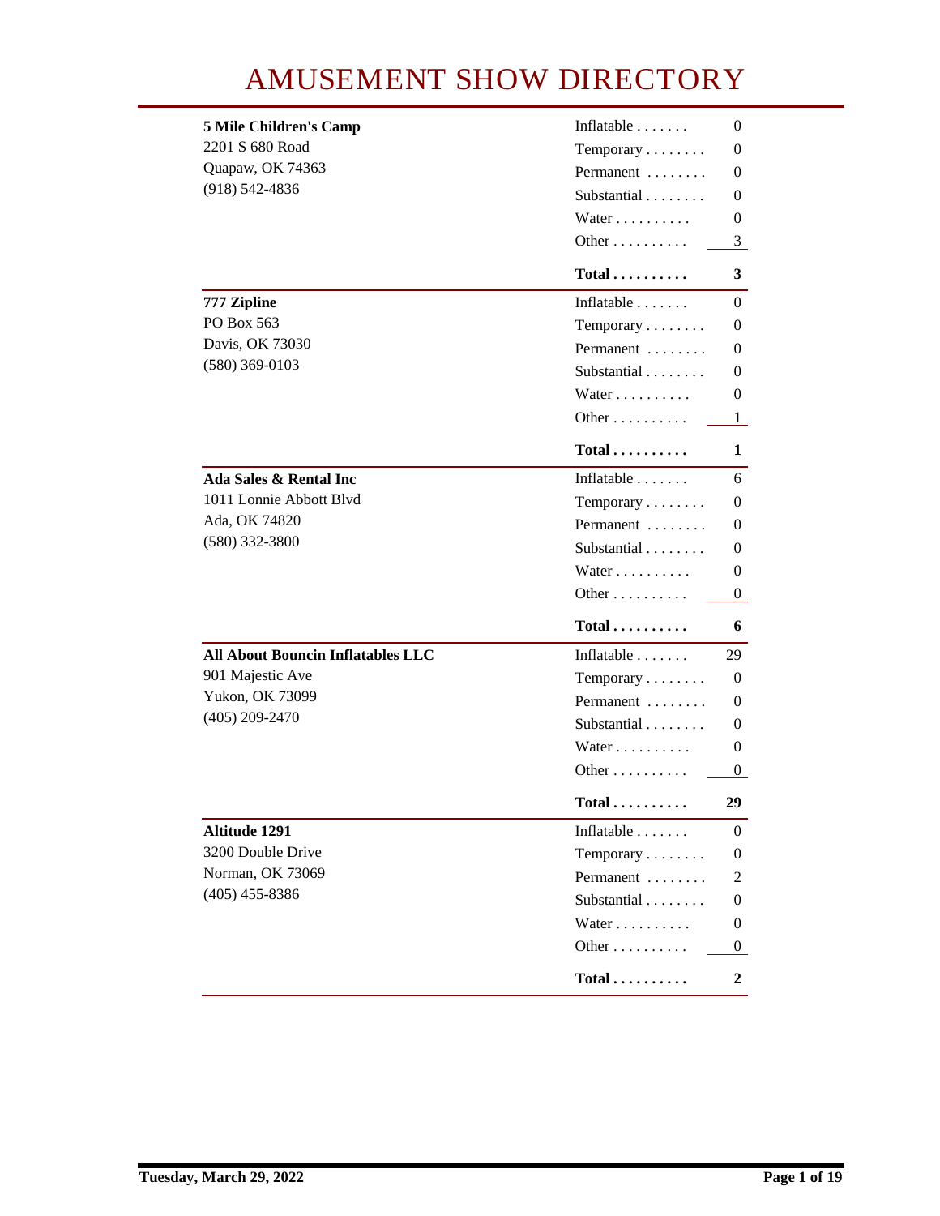# AMUSEMENT SHOW DIRECTORY

**5 Mile Children's Camp**
2201 S 680 Road
Quapaw, OK 74363
(918) 542-4836

| Category | Count |
|---|---|
| Inflatable | 0 |
| Temporary | 0 |
| Permanent | 0 |
| Substantial | 0 |
| Water | 0 |
| Other | 3 |
| **Total** | **3** |

**777 Zipline**
PO Box 563
Davis, OK 73030
(580) 369-0103

| Category | Count |
|---|---|
| Inflatable | 0 |
| Temporary | 0 |
| Permanent | 0 |
| Substantial | 0 |
| Water | 0 |
| Other | 1 |
| **Total** | **1** |

**Ada Sales & Rental Inc**
1011 Lonnie Abbott Blvd
Ada, OK 74820
(580) 332-3800

| Category | Count |
|---|---|
| Inflatable | 6 |
| Temporary | 0 |
| Permanent | 0 |
| Substantial | 0 |
| Water | 0 |
| Other | 0 |
| **Total** | **6** |

**All About Bouncin Inflatables LLC**
901 Majestic Ave
Yukon, OK 73099
(405) 209-2470

| Category | Count |
|---|---|
| Inflatable | 29 |
| Temporary | 0 |
| Permanent | 0 |
| Substantial | 0 |
| Water | 0 |
| Other | 0 |
| **Total** | **29** |

**Altitude 1291**
3200 Double Drive
Norman, OK 73069
(405) 455-8386

| Category | Count |
|---|---|
| Inflatable | 0 |
| Temporary | 0 |
| Permanent | 2 |
| Substantial | 0 |
| Water | 0 |
| Other | 0 |
| **Total** | **2** |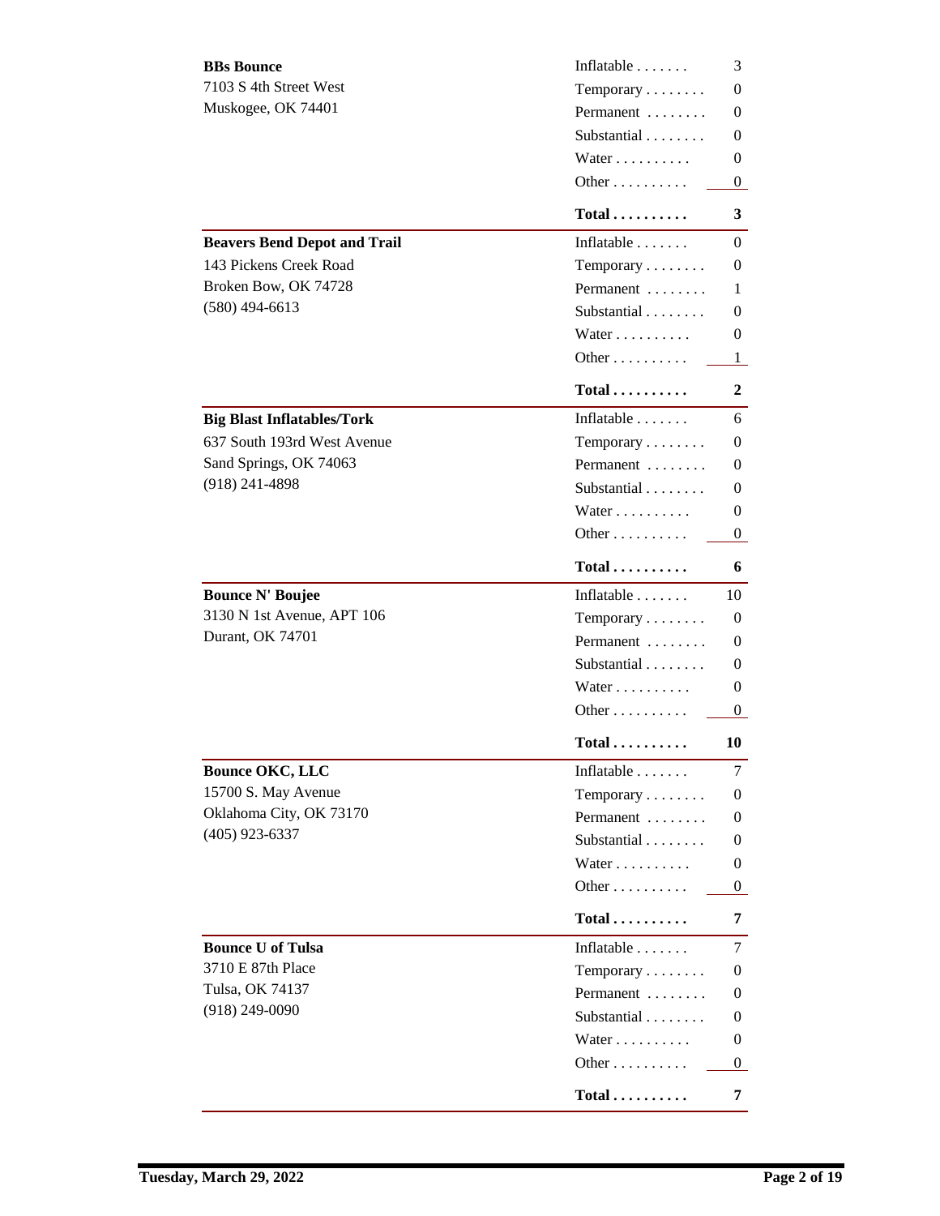**BBs Bounce**
7103 S 4th Street West
Muskogee, OK 74401

| Category | Count |
|---|---|
| Inflatable | 3 |
| Temporary | 0 |
| Permanent | 0 |
| Substantial | 0 |
| Water | 0 |
| Other | 0 |
| **Total** | **3** |

**Beavers Bend Depot and Trail**
143 Pickens Creek Road
Broken Bow, OK 74728
(580) 494-6613

| Category | Count |
|---|---|
| Inflatable | 0 |
| Temporary | 0 |
| Permanent | 1 |
| Substantial | 0 |
| Water | 0 |
| Other | 1 |
| **Total** | **2** |

**Big Blast Inflatables/Tork**
637 South 193rd West Avenue
Sand Springs, OK 74063
(918) 241-4898

| Category | Count |
|---|---|
| Inflatable | 6 |
| Temporary | 0 |
| Permanent | 0 |
| Substantial | 0 |
| Water | 0 |
| Other | 0 |
| **Total** | **6** |

**Bounce N' Boujee**
3130 N 1st Avenue, APT 106
Durant, OK 74701

| Category | Count |
|---|---|
| Inflatable | 10 |
| Temporary | 0 |
| Permanent | 0 |
| Substantial | 0 |
| Water | 0 |
| Other | 0 |
| **Total** | **10** |

**Bounce OKC, LLC**
15700 S. May Avenue
Oklahoma City, OK 73170
(405) 923-6337

| Category | Count |
|---|---|
| Inflatable | 7 |
| Temporary | 0 |
| Permanent | 0 |
| Substantial | 0 |
| Water | 0 |
| Other | 0 |
| **Total** | **7** |

**Bounce U of Tulsa**
3710 E 87th Place
Tulsa, OK 74137
(918) 249-0090

| Category | Count |
|---|---|
| Inflatable | 7 |
| Temporary | 0 |
| Permanent | 0 |
| Substantial | 0 |
| Water | 0 |
| Other | 0 |
| **Total** | **7** |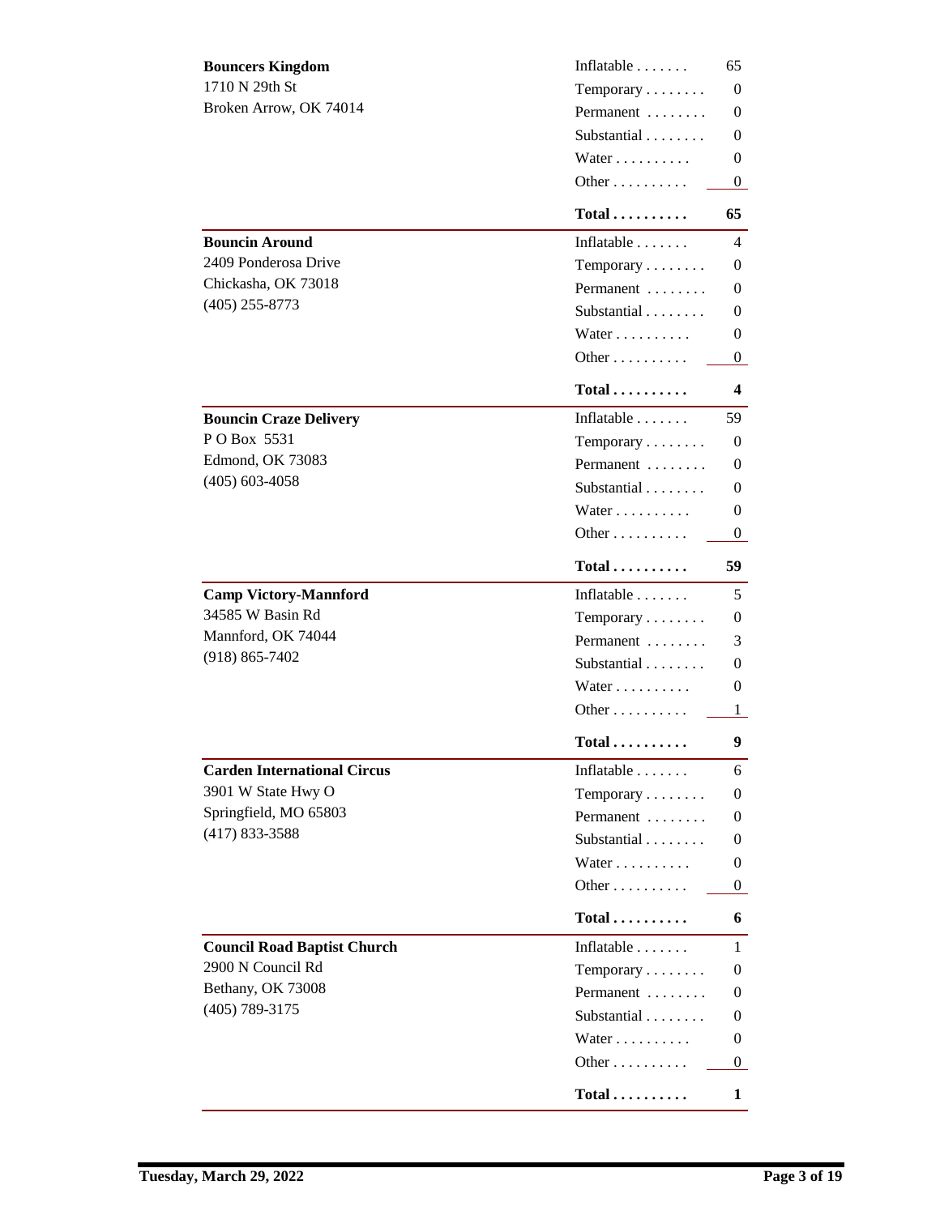**Bouncers Kingdom**
1710 N 29th St
Broken Arrow, OK 74014

| | |
|---|---|
| Inflatable | 65 |
| Temporary | 0 |
| Permanent | 0 |
| Substantial | 0 |
| Water | 0 |
| Other | 0 |
| **Total** | **65** |

**Bouncin Around**
2409 Ponderosa Drive
Chickasha, OK 73018
(405) 255-8773

| | |
|---|---|
| Inflatable | 4 |
| Temporary | 0 |
| Permanent | 0 |
| Substantial | 0 |
| Water | 0 |
| Other | 0 |
| **Total** | **4** |

**Bouncin Craze Delivery**
P O Box 5531
Edmond, OK 73083
(405) 603-4058

| | |
|---|---|
| Inflatable | 59 |
| Temporary | 0 |
| Permanent | 0 |
| Substantial | 0 |
| Water | 0 |
| Other | 0 |
| **Total** | **59** |

**Camp Victory-Mannford**
34585 W Basin Rd
Mannford, OK 74044
(918) 865-7402

| | |
|---|---|
| Inflatable | 5 |
| Temporary | 0 |
| Permanent | 3 |
| Substantial | 0 |
| Water | 0 |
| Other | 1 |
| **Total** | **9** |

**Carden International Circus**
3901 W State Hwy O
Springfield, MO 65803
(417) 833-3588

| | |
|---|---|
| Inflatable | 6 |
| Temporary | 0 |
| Permanent | 0 |
| Substantial | 0 |
| Water | 0 |
| Other | 0 |
| **Total** | **6** |

**Council Road Baptist Church**
2900 N Council Rd
Bethany, OK 73008
(405) 789-3175

| | |
|---|---|
| Inflatable | 1 |
| Temporary | 0 |
| Permanent | 0 |
| Substantial | 0 |
| Water | 0 |
| Other | 0 |
| **Total** | **1** |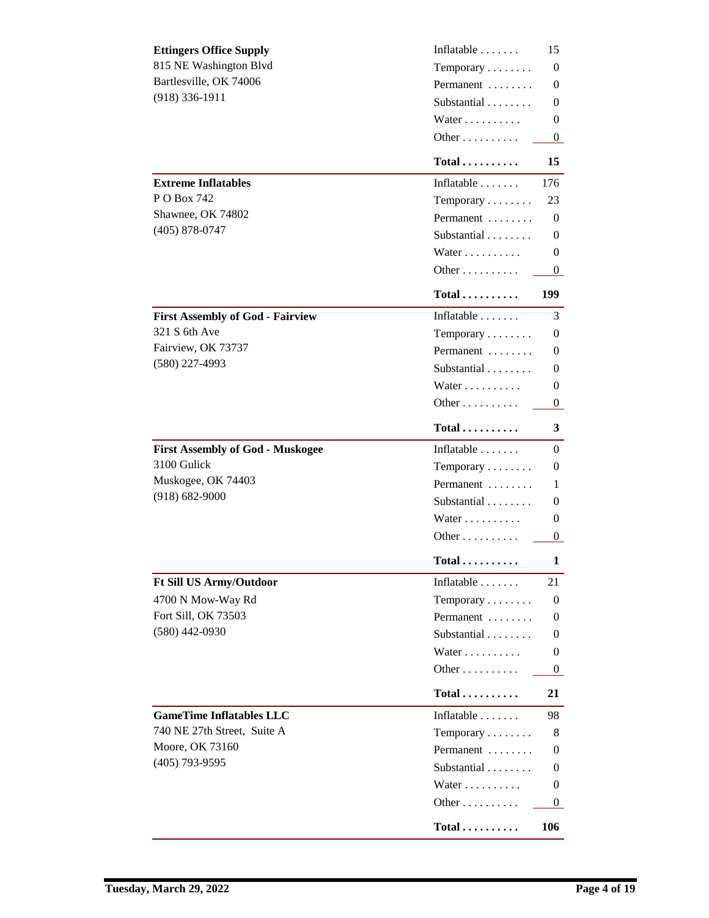**Ettingers Office Supply**
815 NE Washington Blvd
Bartlesville, OK 74006
(918) 336-1911

| Category | Count |
|---|---|
| Inflatable | 15 |
| Temporary | 0 |
| Permanent | 0 |
| Substantial | 0 |
| Water | 0 |
| Other | 0 |
| **Total** | **15** |

**Extreme Inflatables**
P O Box 742
Shawnee, OK 74802
(405) 878-0747

| Category | Count |
|---|---|
| Inflatable | 176 |
| Temporary | 23 |
| Permanent | 0 |
| Substantial | 0 |
| Water | 0 |
| Other | 0 |
| **Total** | **199** |

**First Assembly of God - Fairview**
321 S 6th Ave
Fairview, OK 73737
(580) 227-4993

| Category | Count |
|---|---|
| Inflatable | 3 |
| Temporary | 0 |
| Permanent | 0 |
| Substantial | 0 |
| Water | 0 |
| Other | 0 |
| **Total** | **3** |

**First Assembly of God - Muskogee**
3100 Gulick
Muskogee, OK 74403
(918) 682-9000

| Category | Count |
|---|---|
| Inflatable | 0 |
| Temporary | 0 |
| Permanent | 1 |
| Substantial | 0 |
| Water | 0 |
| Other | 0 |
| **Total** | **1** |

**Ft Sill US Army/Outdoor**
4700 N Mow-Way Rd
Fort Sill, OK 73503
(580) 442-0930

| Category | Count |
|---|---|
| Inflatable | 21 |
| Temporary | 0 |
| Permanent | 0 |
| Substantial | 0 |
| Water | 0 |
| Other | 0 |
| **Total** | **21** |

**GameTime Inflatables LLC**
740 NE 27th Street, Suite A
Moore, OK 73160
(405) 793-9595

| Category | Count |
|---|---|
| Inflatable | 98 |
| Temporary | 8 |
| Permanent | 0 |
| Substantial | 0 |
| Water | 0 |
| Other | 0 |
| **Total** | **106** |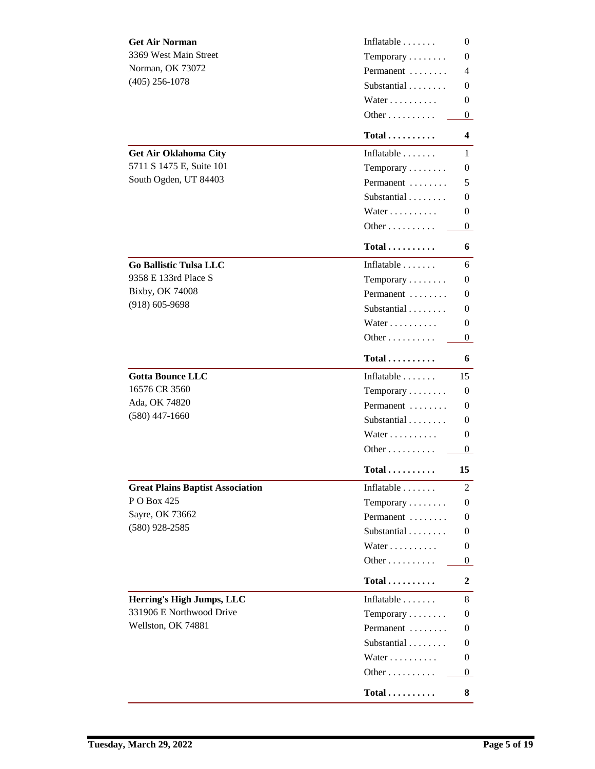**Get Air Norman**
3369 West Main Street
Norman, OK 73072
(405) 256-1078

| Category | Count |
|---|---|
| Inflatable | 0 |
| Temporary | 0 |
| Permanent | 4 |
| Substantial | 0 |
| Water | 0 |
| Other | 0 |
| **Total** | **4** |

**Get Air Oklahoma City**
5711 S 1475 E, Suite 101
South Ogden, UT 84403

| Category | Count |
|---|---|
| Inflatable | 1 |
| Temporary | 0 |
| Permanent | 5 |
| Substantial | 0 |
| Water | 0 |
| Other | 0 |
| **Total** | **6** |

**Go Ballistic Tulsa LLC**
9358 E 133rd Place S
Bixby, OK 74008
(918) 605-9698

| Category | Count |
|---|---|
| Inflatable | 6 |
| Temporary | 0 |
| Permanent | 0 |
| Substantial | 0 |
| Water | 0 |
| Other | 0 |
| **Total** | **6** |

**Gotta Bounce LLC**
16576 CR 3560
Ada, OK 74820
(580) 447-1660

| Category | Count |
|---|---|
| Inflatable | 15 |
| Temporary | 0 |
| Permanent | 0 |
| Substantial | 0 |
| Water | 0 |
| Other | 0 |
| **Total** | **15** |

**Great Plains Baptist Association**
P O Box 425
Sayre, OK 73662
(580) 928-2585

| Category | Count |
|---|---|
| Inflatable | 2 |
| Temporary | 0 |
| Permanent | 0 |
| Substantial | 0 |
| Water | 0 |
| Other | 0 |
| **Total** | **2** |

**Herring's High Jumps, LLC**
331906 E Northwood Drive
Wellston, OK 74881

| Category | Count |
|---|---|
| Inflatable | 8 |
| Temporary | 0 |
| Permanent | 0 |
| Substantial | 0 |
| Water | 0 |
| Other | 0 |
| **Total** | **8** |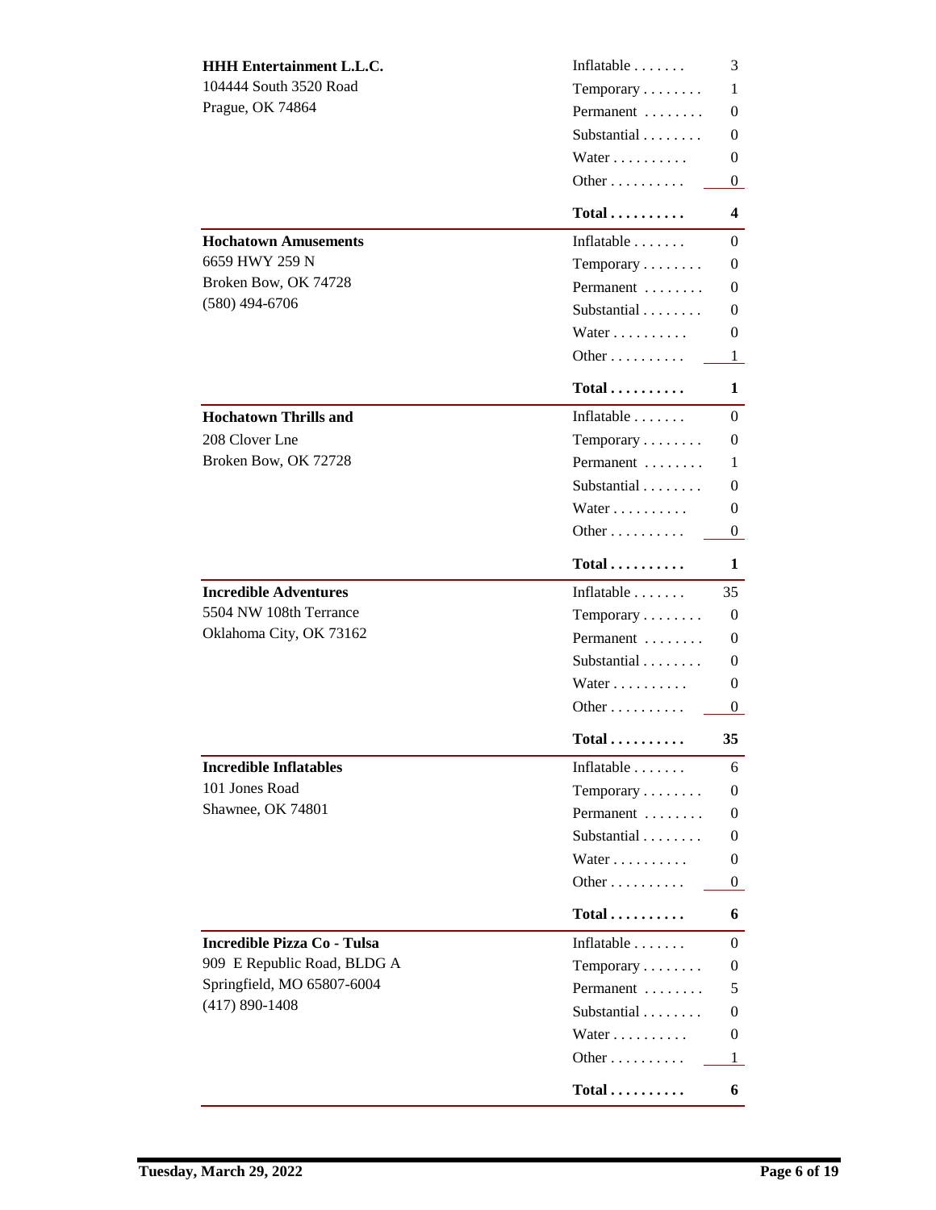| Company | Category | Count |
|---|---|---|
| **HHH Entertainment L.L.C.**<br>104444 South 3520 Road<br>Prague, OK 74864 | Inflatable | 3 |
| | Temporary | 1 |
| | Permanent | 0 |
| | Substantial | 0 |
| | Water | 0 |
| | Other | 0 |
| | **Total** | **4** |
| **Hochatown Amusements**<br>6659 HWY 259 N<br>Broken Bow, OK 74728<br>(580) 494-6706 | Inflatable | 0 |
| | Temporary | 0 |
| | Permanent | 0 |
| | Substantial | 0 |
| | Water | 0 |
| | Other | 1 |
| | **Total** | **1** |
| **Hochatown Thrills and**<br>208 Clover Lne<br>Broken Bow, OK 72728 | Inflatable | 0 |
| | Temporary | 0 |
| | Permanent | 1 |
| | Substantial | 0 |
| | Water | 0 |
| | Other | 0 |
| | **Total** | **1** |
| **Incredible Adventures**<br>5504 NW 108th Terrance<br>Oklahoma City, OK 73162 | Inflatable | 35 |
| | Temporary | 0 |
| | Permanent | 0 |
| | Substantial | 0 |
| | Water | 0 |
| | Other | 0 |
| | **Total** | **35** |
| **Incredible Inflatables**<br>101 Jones Road<br>Shawnee, OK 74801 | Inflatable | 6 |
| | Temporary | 0 |
| | Permanent | 0 |
| | Substantial | 0 |
| | Water | 0 |
| | Other | 0 |
| | **Total** | **6** |
| **Incredible Pizza Co - Tulsa**<br>909 E Republic Road, BLDG A<br>Springfield, MO 65807-6004<br>(417) 890-1408 | Inflatable | 0 |
| | Temporary | 0 |
| | Permanent | 5 |
| | Substantial | 0 |
| | Water | 0 |
| | Other | 1 |
| | **Total** | **6** |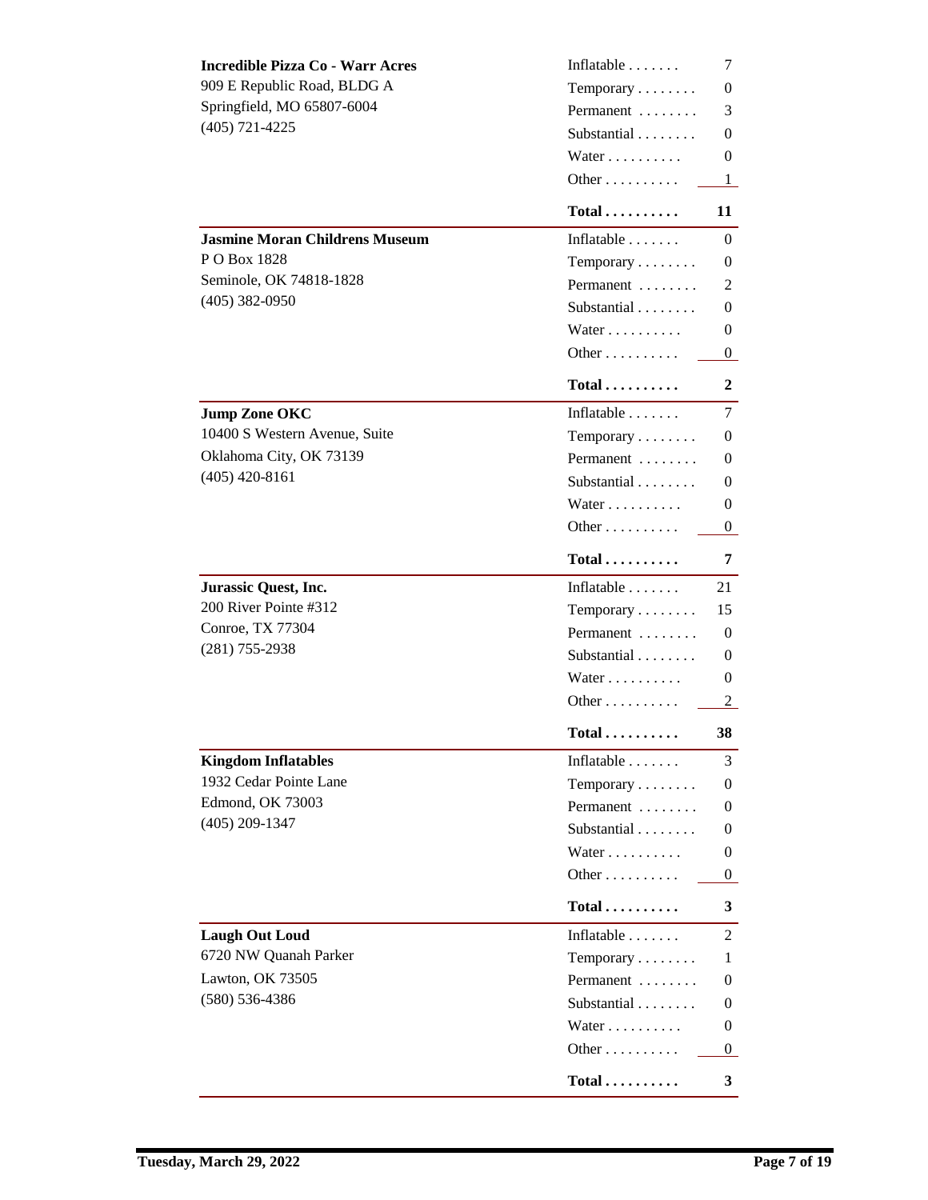**Incredible Pizza Co - Warr Acres**
909 E Republic Road, BLDG A
Springfield, MO 65807-6004
(405) 721-4225

| Category | Count |
|---|---|
| Inflatable | 7 |
| Temporary | 0 |
| Permanent | 3 |
| Substantial | 0 |
| Water | 0 |
| Other | 1 |
| **Total** | **11** |

**Jasmine Moran Childrens Museum**
P O Box 1828
Seminole, OK 74818-1828
(405) 382-0950

| Category | Count |
|---|---|
| Inflatable | 0 |
| Temporary | 0 |
| Permanent | 2 |
| Substantial | 0 |
| Water | 0 |
| Other | 0 |
| **Total** | **2** |

**Jump Zone OKC**
10400 S Western Avenue, Suite
Oklahoma City, OK 73139
(405) 420-8161

| Category | Count |
|---|---|
| Inflatable | 7 |
| Temporary | 0 |
| Permanent | 0 |
| Substantial | 0 |
| Water | 0 |
| Other | 0 |
| **Total** | **7** |

**Jurassic Quest, Inc.**
200 River Pointe #312
Conroe, TX 77304
(281) 755-2938

| Category | Count |
|---|---|
| Inflatable | 21 |
| Temporary | 15 |
| Permanent | 0 |
| Substantial | 0 |
| Water | 0 |
| Other | 2 |
| **Total** | **38** |

**Kingdom Inflatables**
1932 Cedar Pointe Lane
Edmond, OK 73003
(405) 209-1347

| Category | Count |
|---|---|
| Inflatable | 3 |
| Temporary | 0 |
| Permanent | 0 |
| Substantial | 0 |
| Water | 0 |
| Other | 0 |
| **Total** | **3** |

**Laugh Out Loud**
6720 NW Quanah Parker
Lawton, OK 73505
(580) 536-4386

| Category | Count |
|---|---|
| Inflatable | 2 |
| Temporary | 1 |
| Permanent | 0 |
| Substantial | 0 |
| Water | 0 |
| Other | 0 |
| **Total** | **3** |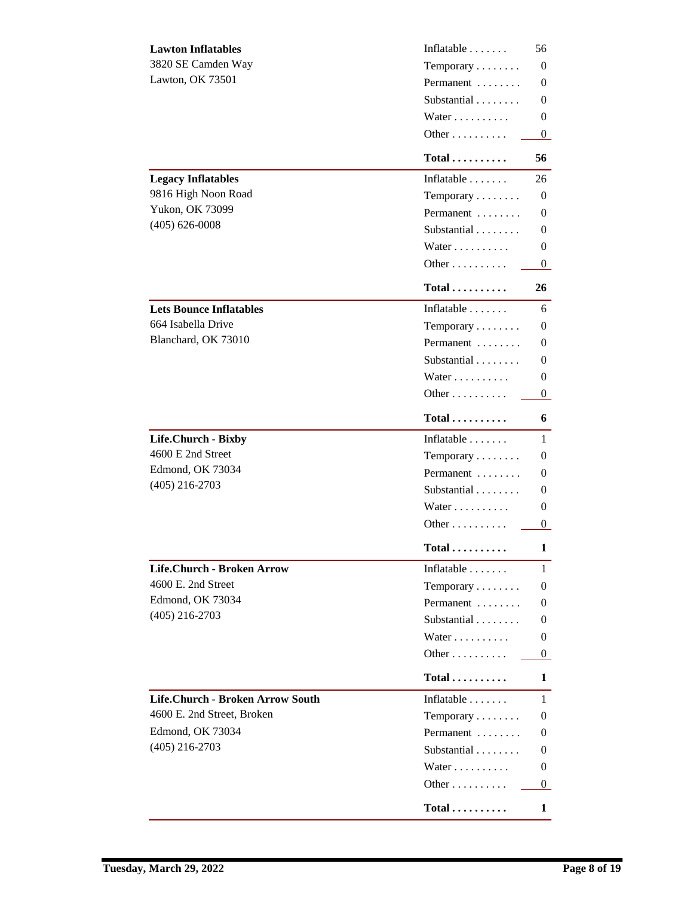**Lawton Inflatables**
3820 SE Camden Way
Lawton, OK 73501

| Category | Count |
|---|---|
| Inflatable | 56 |
| Temporary | 0 |
| Permanent | 0 |
| Substantial | 0 |
| Water | 0 |
| Other | 0 |
| **Total** | **56** |

**Legacy Inflatables**
9816 High Noon Road
Yukon, OK 73099
(405) 626-0008

| Category | Count |
|---|---|
| Inflatable | 26 |
| Temporary | 0 |
| Permanent | 0 |
| Substantial | 0 |
| Water | 0 |
| Other | 0 |
| **Total** | **26** |

**Lets Bounce Inflatables**
664 Isabella Drive
Blanchard, OK 73010

| Category | Count |
|---|---|
| Inflatable | 6 |
| Temporary | 0 |
| Permanent | 0 |
| Substantial | 0 |
| Water | 0 |
| Other | 0 |
| **Total** | **6** |

**Life.Church - Bixby**
4600 E 2nd Street
Edmond, OK 73034
(405) 216-2703

| Category | Count |
|---|---|
| Inflatable | 1 |
| Temporary | 0 |
| Permanent | 0 |
| Substantial | 0 |
| Water | 0 |
| Other | 0 |
| **Total** | **1** |

**Life.Church - Broken Arrow**
4600 E. 2nd Street
Edmond, OK 73034
(405) 216-2703

| Category | Count |
|---|---|
| Inflatable | 1 |
| Temporary | 0 |
| Permanent | 0 |
| Substantial | 0 |
| Water | 0 |
| Other | 0 |
| **Total** | **1** |

**Life.Church - Broken Arrow South**
4600 E. 2nd Street, Broken
Edmond, OK 73034
(405) 216-2703

| Category | Count |
|---|---|
| Inflatable | 1 |
| Temporary | 0 |
| Permanent | 0 |
| Substantial | 0 |
| Water | 0 |
| Other | 0 |
| **Total** | **1** |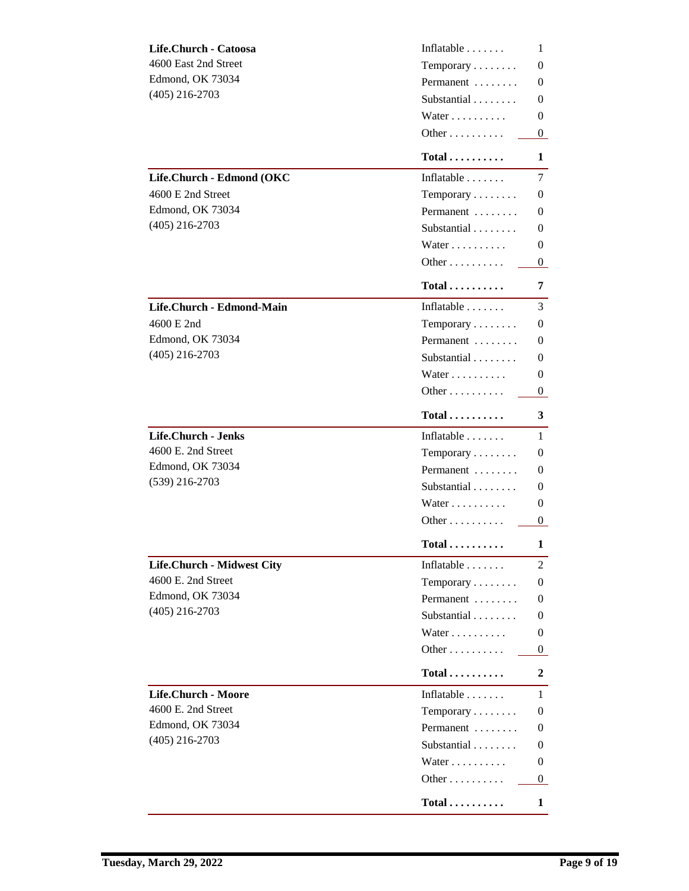**Life.Church - Catoosa**
4600 East 2nd Street
Edmond, OK 73034
(405) 216-2703

| | |
|---|---|
| Inflatable | 1 |
| Temporary | 0 |
| Permanent | 0 |
| Substantial | 0 |
| Water | 0 |
| Other | 0 |
| **Total** | **1** |

**Life.Church - Edmond (OKC**
4600 E 2nd Street
Edmond, OK 73034
(405) 216-2703

| | |
|---|---|
| Inflatable | 7 |
| Temporary | 0 |
| Permanent | 0 |
| Substantial | 0 |
| Water | 0 |
| Other | 0 |
| **Total** | **7** |

**Life.Church - Edmond-Main**
4600 E 2nd
Edmond, OK 73034
(405) 216-2703

| | |
|---|---|
| Inflatable | 3 |
| Temporary | 0 |
| Permanent | 0 |
| Substantial | 0 |
| Water | 0 |
| Other | 0 |
| **Total** | **3** |

**Life.Church - Jenks**
4600 E. 2nd Street
Edmond, OK 73034
(539) 216-2703

| | |
|---|---|
| Inflatable | 1 |
| Temporary | 0 |
| Permanent | 0 |
| Substantial | 0 |
| Water | 0 |
| Other | 0 |
| **Total** | **1** |

**Life.Church - Midwest City**
4600 E. 2nd Street
Edmond, OK 73034
(405) 216-2703

| | |
|---|---|
| Inflatable | 2 |
| Temporary | 0 |
| Permanent | 0 |
| Substantial | 0 |
| Water | 0 |
| Other | 0 |
| **Total** | **2** |

**Life.Church - Moore**
4600 E. 2nd Street
Edmond, OK 73034
(405) 216-2703

| | |
|---|---|
| Inflatable | 1 |
| Temporary | 0 |
| Permanent | 0 |
| Substantial | 0 |
| Water | 0 |
| Other | 0 |
| **Total** | **1** |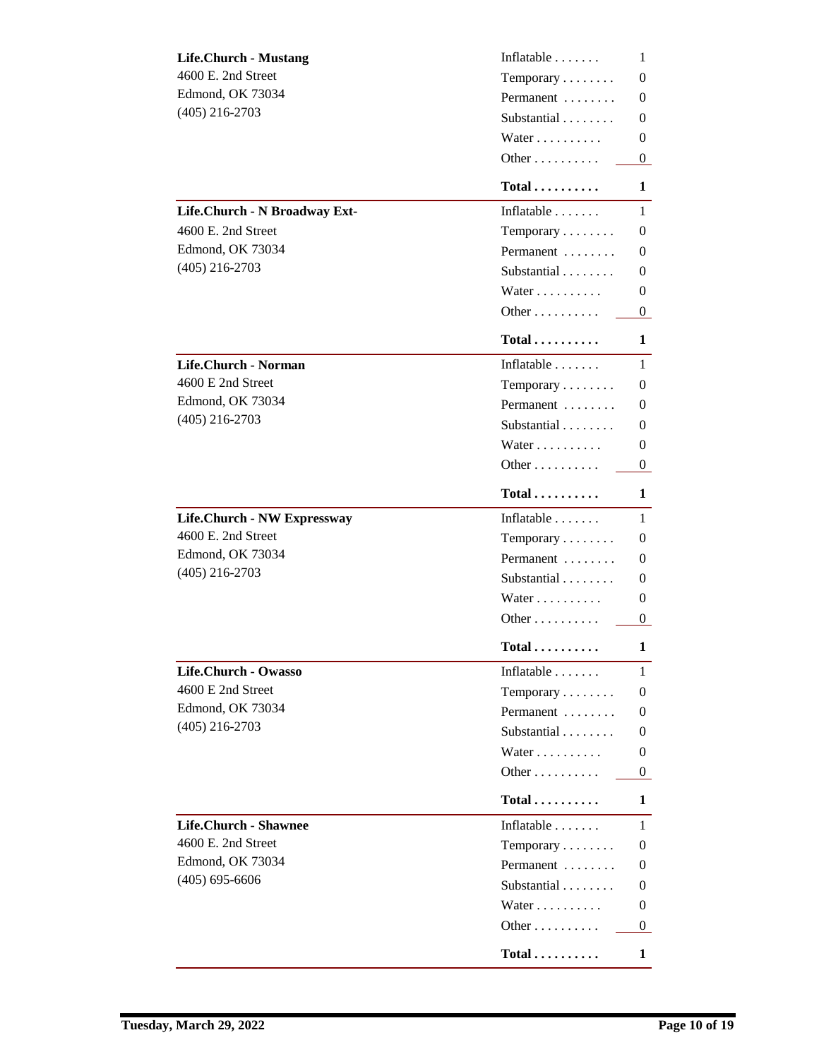**Life.Church - Mustang**
4600 E. 2nd Street
Edmond, OK 73034
(405) 216-2703

| Category | Count |
|---|---|
| Inflatable | 1 |
| Temporary | 0 |
| Permanent | 0 |
| Substantial | 0 |
| Water | 0 |
| Other | 0 |
| **Total** | **1** |

**Life.Church - N Broadway Ext-**
4600 E. 2nd Street
Edmond, OK 73034
(405) 216-2703

| Category | Count |
|---|---|
| Inflatable | 1 |
| Temporary | 0 |
| Permanent | 0 |
| Substantial | 0 |
| Water | 0 |
| Other | 0 |
| **Total** | **1** |

**Life.Church - Norman**
4600 E 2nd Street
Edmond, OK 73034
(405) 216-2703

| Category | Count |
|---|---|
| Inflatable | 1 |
| Temporary | 0 |
| Permanent | 0 |
| Substantial | 0 |
| Water | 0 |
| Other | 0 |
| **Total** | **1** |

**Life.Church - NW Expressway**
4600 E. 2nd Street
Edmond, OK 73034
(405) 216-2703

| Category | Count |
|---|---|
| Inflatable | 1 |
| Temporary | 0 |
| Permanent | 0 |
| Substantial | 0 |
| Water | 0 |
| Other | 0 |
| **Total** | **1** |

**Life.Church - Owasso**
4600 E 2nd Street
Edmond, OK 73034
(405) 216-2703

| Category | Count |
|---|---|
| Inflatable | 1 |
| Temporary | 0 |
| Permanent | 0 |
| Substantial | 0 |
| Water | 0 |
| Other | 0 |
| **Total** | **1** |

**Life.Church - Shawnee**
4600 E. 2nd Street
Edmond, OK 73034
(405) 695-6606

| Category | Count |
|---|---|
| Inflatable | 1 |
| Temporary | 0 |
| Permanent | 0 |
| Substantial | 0 |
| Water | 0 |
| Other | 0 |
| **Total** | **1** |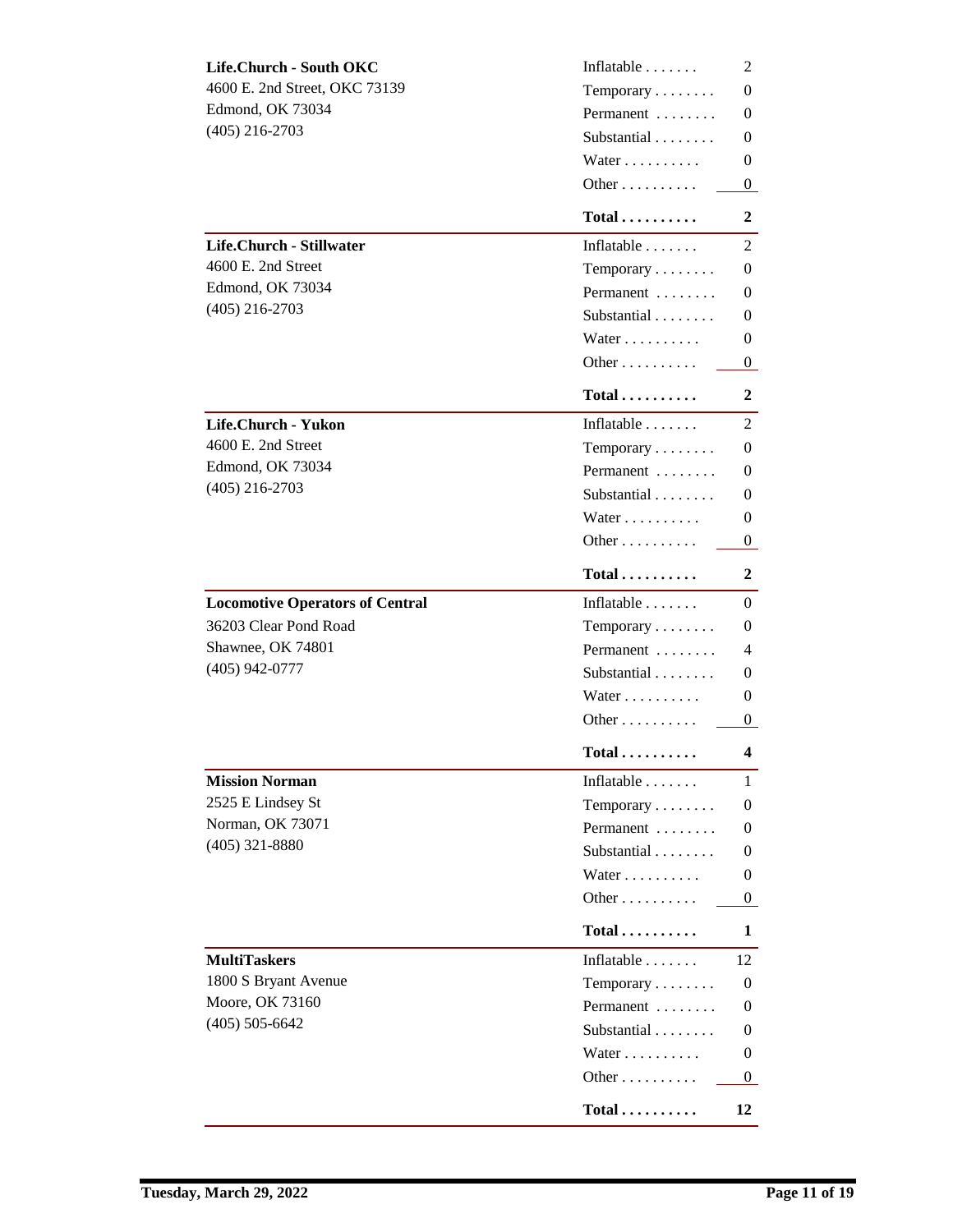**Life.Church - South OKC**
4600 E. 2nd Street, OKC 73139
Edmond, OK 73034
(405) 216-2703

| | |
|---|---|
| Inflatable | 2 |
| Temporary | 0 |
| Permanent | 0 |
| Substantial | 0 |
| Water | 0 |
| Other | 0 |
| **Total** | **2** |

**Life.Church - Stillwater**
4600 E. 2nd Street
Edmond, OK 73034
(405) 216-2703

| | |
|---|---|
| Inflatable | 2 |
| Temporary | 0 |
| Permanent | 0 |
| Substantial | 0 |
| Water | 0 |
| Other | 0 |
| **Total** | **2** |

**Life.Church - Yukon**
4600 E. 2nd Street
Edmond, OK 73034
(405) 216-2703

| | |
|---|---|
| Inflatable | 2 |
| Temporary | 0 |
| Permanent | 0 |
| Substantial | 0 |
| Water | 0 |
| Other | 0 |
| **Total** | **2** |

**Locomotive Operators of Central**
36203 Clear Pond Road
Shawnee, OK 74801
(405) 942-0777

| | |
|---|---|
| Inflatable | 0 |
| Temporary | 0 |
| Permanent | 4 |
| Substantial | 0 |
| Water | 0 |
| Other | 0 |
| **Total** | **4** |

**Mission Norman**
2525 E Lindsey St
Norman, OK 73071
(405) 321-8880

| | |
|---|---|
| Inflatable | 1 |
| Temporary | 0 |
| Permanent | 0 |
| Substantial | 0 |
| Water | 0 |
| Other | 0 |
| **Total** | **1** |

**MultiTaskers**
1800 S Bryant Avenue
Moore, OK 73160
(405) 505-6642

| | |
|---|---|
| Inflatable | 12 |
| Temporary | 0 |
| Permanent | 0 |
| Substantial | 0 |
| Water | 0 |
| Other | 0 |
| **Total** | **12** |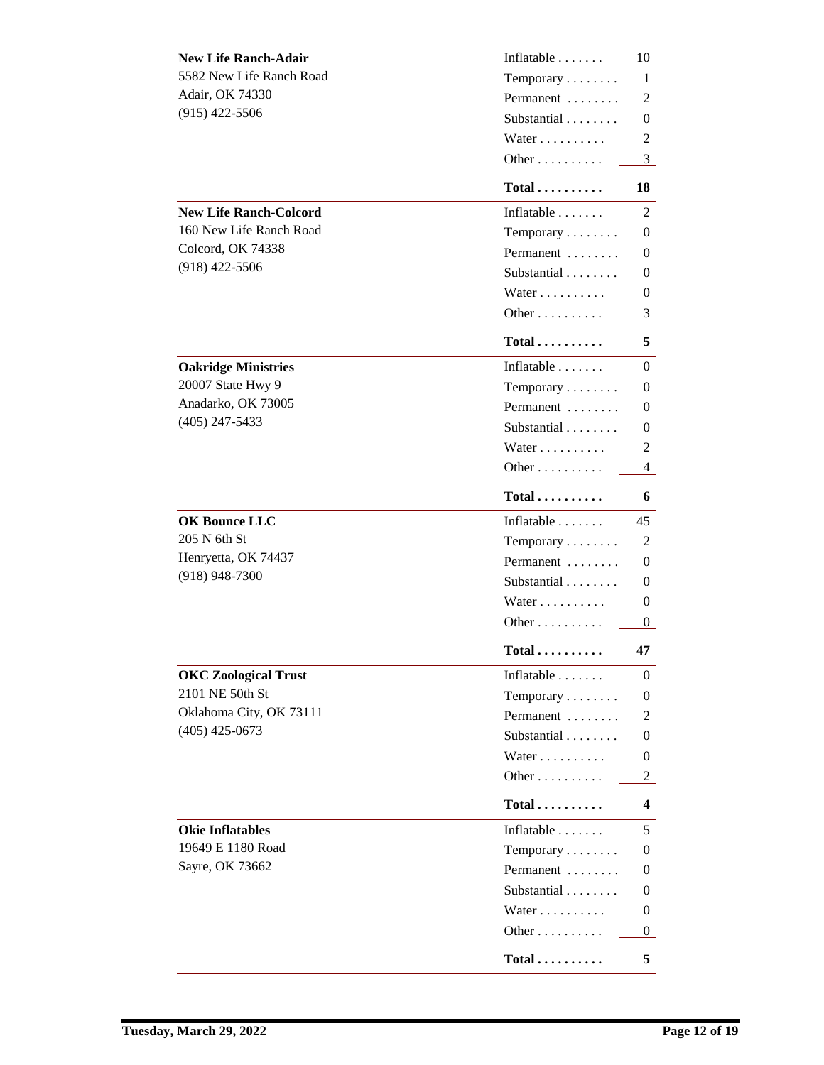| Name / Address | Category | Count |
|---|---|---|
| **New Life Ranch-Adair** | Inflatable | 10 |
| 5582 New Life Ranch Road | Temporary | 1 |
| Adair, OK 74330 | Permanent | 2 |
| (915) 422-5506 | Substantial | 0 |
| | Water | 2 |
| | Other | 3 |
| | **Total** | **18** |
| **New Life Ranch-Colcord** | Inflatable | 2 |
| 160 New Life Ranch Road | Temporary | 0 |
| Colcord, OK 74338 | Permanent | 0 |
| (918) 422-5506 | Substantial | 0 |
| | Water | 0 |
| | Other | 3 |
| | **Total** | **5** |
| **Oakridge Ministries** | Inflatable | 0 |
| 20007 State Hwy 9 | Temporary | 0 |
| Anadarko, OK 73005 | Permanent | 0 |
| (405) 247-5433 | Substantial | 0 |
| | Water | 2 |
| | Other | 4 |
| | **Total** | **6** |
| **OK Bounce LLC** | Inflatable | 45 |
| 205 N 6th St | Temporary | 2 |
| Henryetta, OK 74437 | Permanent | 0 |
| (918) 948-7300 | Substantial | 0 |
| | Water | 0 |
| | Other | 0 |
| | **Total** | **47** |
| **OKC Zoological Trust** | Inflatable | 0 |
| 2101 NE 50th St | Temporary | 0 |
| Oklahoma City, OK 73111 | Permanent | 2 |
| (405) 425-0673 | Substantial | 0 |
| | Water | 0 |
| | Other | 2 |
| | **Total** | **4** |
| **Okie Inflatables** | Inflatable | 5 |
| 19649 E 1180 Road | Temporary | 0 |
| Sayre, OK 73662 | Permanent | 0 |
| | Substantial | 0 |
| | Water | 0 |
| | Other | 0 |
| | **Total** | **5** |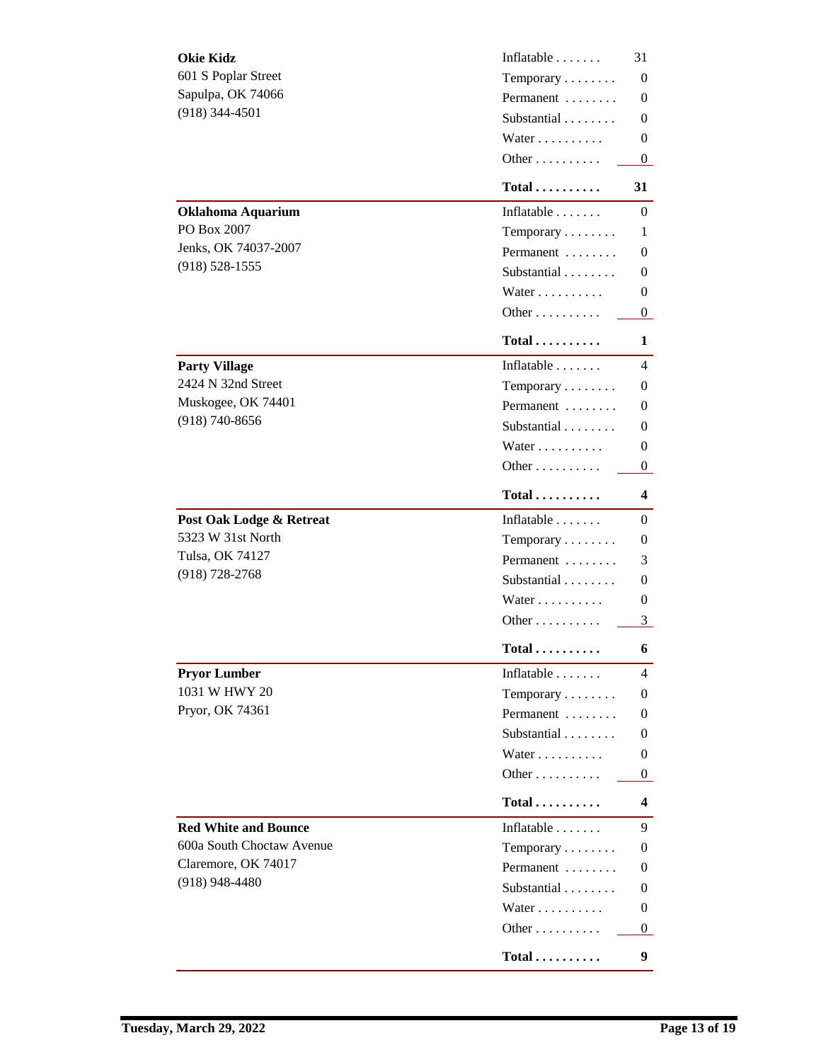**Okie Kidz**
601 S Poplar Street
Sapulpa, OK 74066
(918) 344-4501

| Category | Count |
|---|---|
| Inflatable | 31 |
| Temporary | 0 |
| Permanent | 0 |
| Substantial | 0 |
| Water | 0 |
| Other | 0 |
| **Total** | **31** |

**Oklahoma Aquarium**
PO Box 2007
Jenks, OK 74037-2007
(918) 528-1555

| Category | Count |
|---|---|
| Inflatable | 0 |
| Temporary | 1 |
| Permanent | 0 |
| Substantial | 0 |
| Water | 0 |
| Other | 0 |
| **Total** | **1** |

**Party Village**
2424 N 32nd Street
Muskogee, OK 74401
(918) 740-8656

| Category | Count |
|---|---|
| Inflatable | 4 |
| Temporary | 0 |
| Permanent | 0 |
| Substantial | 0 |
| Water | 0 |
| Other | 0 |
| **Total** | **4** |

**Post Oak Lodge & Retreat**
5323 W 31st North
Tulsa, OK 74127
(918) 728-2768

| Category | Count |
|---|---|
| Inflatable | 0 |
| Temporary | 0 |
| Permanent | 3 |
| Substantial | 0 |
| Water | 0 |
| Other | 3 |
| **Total** | **6** |

**Pryor Lumber**
1031 W HWY 20
Pryor, OK 74361

| Category | Count |
|---|---|
| Inflatable | 4 |
| Temporary | 0 |
| Permanent | 0 |
| Substantial | 0 |
| Water | 0 |
| Other | 0 |
| **Total** | **4** |

**Red White and Bounce**
600a South Choctaw Avenue
Claremore, OK 74017
(918) 948-4480

| Category | Count |
|---|---|
| Inflatable | 9 |
| Temporary | 0 |
| Permanent | 0 |
| Substantial | 0 |
| Water | 0 |
| Other | 0 |
| **Total** | **9** |

**Tuesday, March 29, 2022**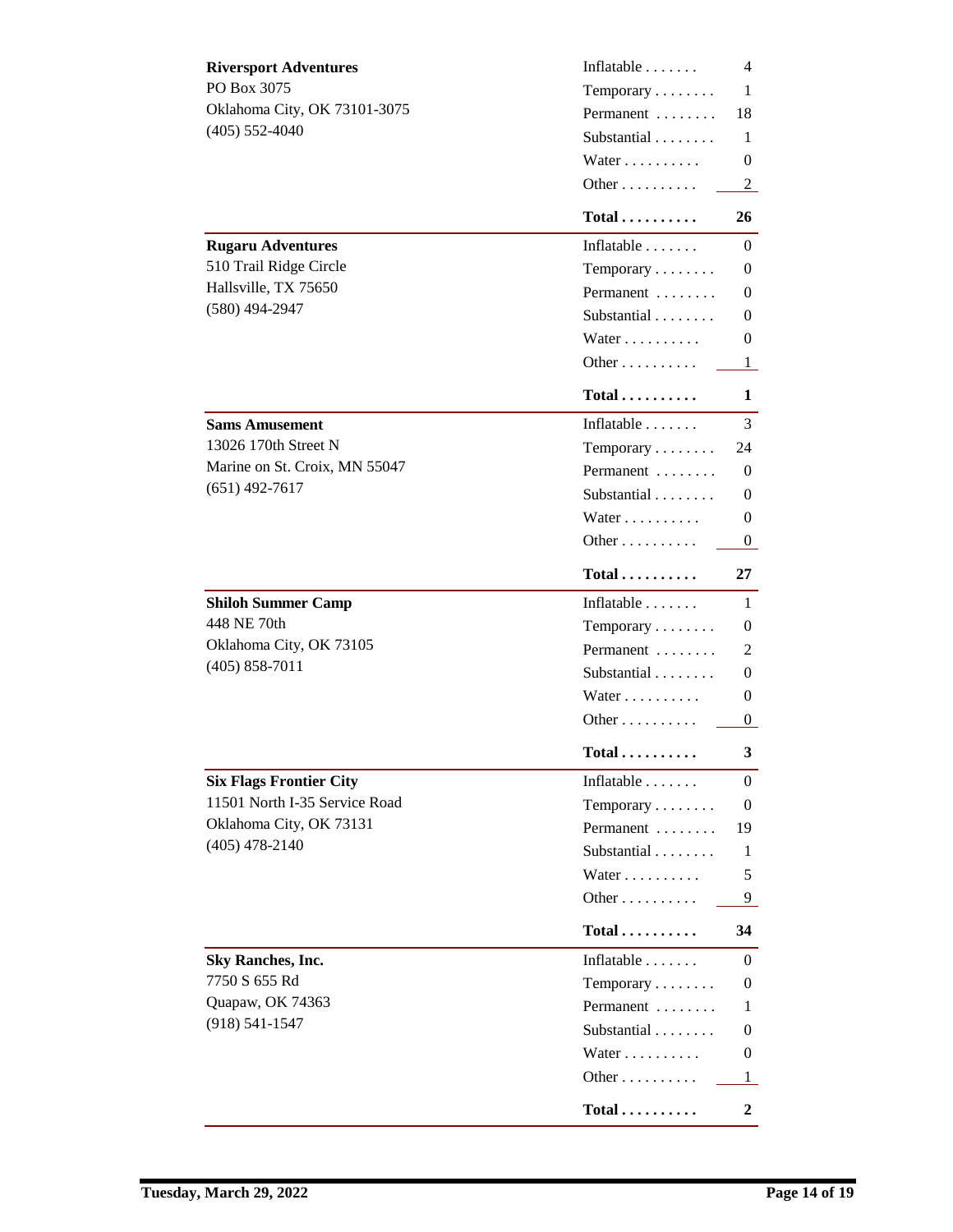| Company | Category | Count |
|---|---|---|
| **Riversport Adventures**<br>PO Box 3075<br>Oklahoma City, OK 73101-3075<br>(405) 552-4040 | Inflatable | 4 |
| | Temporary | 1 |
| | Permanent | 18 |
| | Substantial | 1 |
| | Water | 0 |
| | Other | 2 |
| | **Total** | **26** |
| **Rugaru Adventures**<br>510 Trail Ridge Circle<br>Hallsville, TX 75650<br>(580) 494-2947 | Inflatable | 0 |
| | Temporary | 0 |
| | Permanent | 0 |
| | Substantial | 0 |
| | Water | 0 |
| | Other | 1 |
| | **Total** | **1** |
| **Sams Amusement**<br>13026 170th Street N<br>Marine on St. Croix, MN 55047<br>(651) 492-7617 | Inflatable | 3 |
| | Temporary | 24 |
| | Permanent | 0 |
| | Substantial | 0 |
| | Water | 0 |
| | Other | 0 |
| | **Total** | **27** |
| **Shiloh Summer Camp**<br>448 NE 70th<br>Oklahoma City, OK 73105<br>(405) 858-7011 | Inflatable | 1 |
| | Temporary | 0 |
| | Permanent | 2 |
| | Substantial | 0 |
| | Water | 0 |
| | Other | 0 |
| | **Total** | **3** |
| **Six Flags Frontier City**<br>11501 North I-35 Service Road<br>Oklahoma City, OK 73131<br>(405) 478-2140 | Inflatable | 0 |
| | Temporary | 0 |
| | Permanent | 19 |
| | Substantial | 1 |
| | Water | 5 |
| | Other | 9 |
| | **Total** | **34** |
| **Sky Ranches, Inc.**<br>7750 S 655 Rd<br>Quapaw, OK 74363<br>(918) 541-1547 | Inflatable | 0 |
| | Temporary | 0 |
| | Permanent | 1 |
| | Substantial | 0 |
| | Water | 0 |
| | Other | 1 |
| | **Total** | **2** |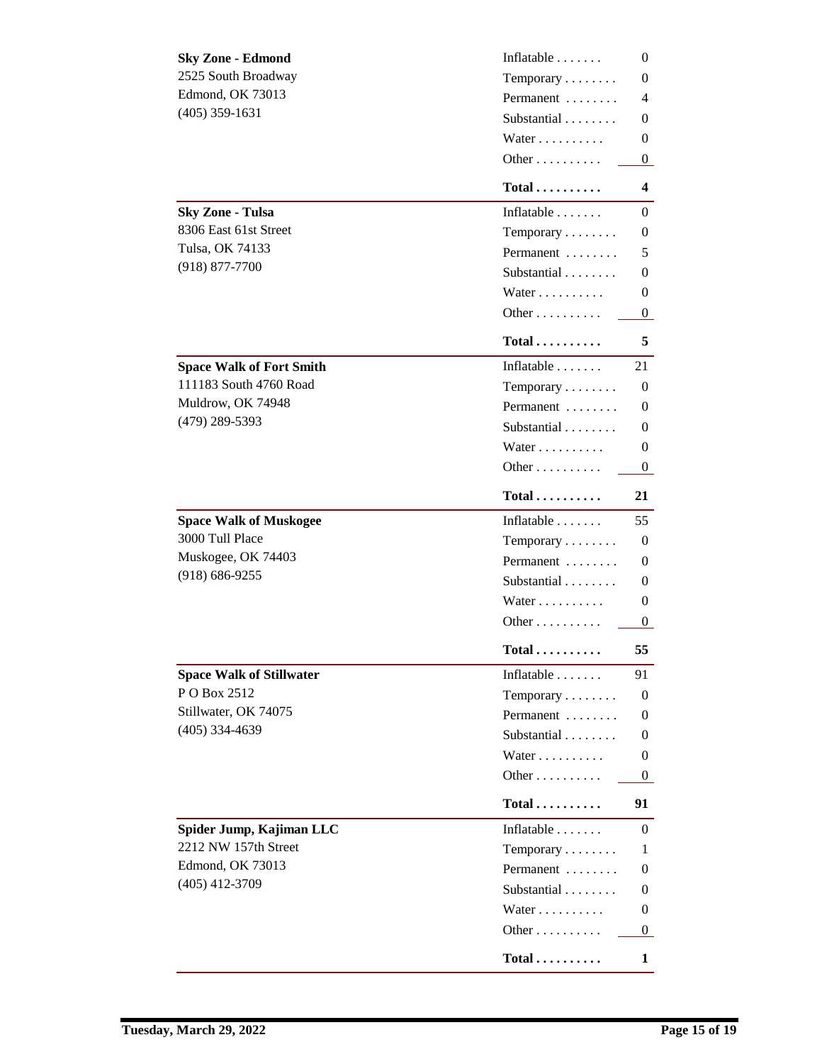| Operator | Category | Count |
|---|---|---|
| **Sky Zone - Edmond**<br>2525 South Broadway<br>Edmond, OK 73013<br>(405) 359-1631 | Inflatable | 0 |
| | Temporary | 0 |
| | Permanent | 4 |
| | Substantial | 0 |
| | Water | 0 |
| | Other | 0 |
| | **Total** | **4** |
| **Sky Zone - Tulsa**<br>8306 East 61st Street<br>Tulsa, OK 74133<br>(918) 877-7700 | Inflatable | 0 |
| | Temporary | 0 |
| | Permanent | 5 |
| | Substantial | 0 |
| | Water | 0 |
| | Other | 0 |
| | **Total** | **5** |
| **Space Walk of Fort Smith**<br>111183 South 4760 Road<br>Muldrow, OK 74948<br>(479) 289-5393 | Inflatable | 21 |
| | Temporary | 0 |
| | Permanent | 0 |
| | Substantial | 0 |
| | Water | 0 |
| | Other | 0 |
| | **Total** | **21** |
| **Space Walk of Muskogee**<br>3000 Tull Place<br>Muskogee, OK 74403<br>(918) 686-9255 | Inflatable | 55 |
| | Temporary | 0 |
| | Permanent | 0 |
| | Substantial | 0 |
| | Water | 0 |
| | Other | 0 |
| | **Total** | **55** |
| **Space Walk of Stillwater**<br>P O Box 2512<br>Stillwater, OK 74075<br>(405) 334-4639 | Inflatable | 91 |
| | Temporary | 0 |
| | Permanent | 0 |
| | Substantial | 0 |
| | Water | 0 |
| | Other | 0 |
| | **Total** | **91** |
| **Spider Jump, Kajiman LLC**<br>2212 NW 157th Street<br>Edmond, OK 73013<br>(405) 412-3709 | Inflatable | 0 |
| | Temporary | 1 |
| | Permanent | 0 |
| | Substantial | 0 |
| | Water | 0 |
| | Other | 0 |
| | **Total** | **1** |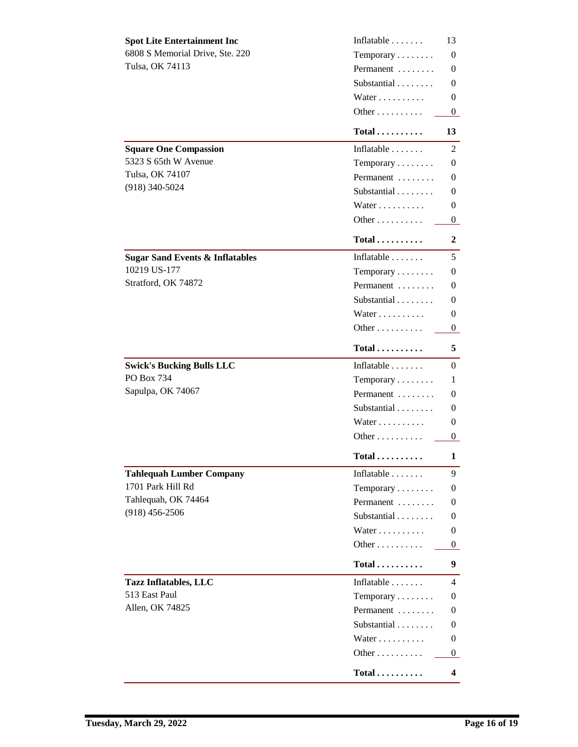**Spot Lite Entertainment Inc**
6808 S Memorial Drive, Ste. 220
Tulsa, OK 74113

| Category | Count |
|---|---|
| Inflatable | 13 |
| Temporary | 0 |
| Permanent | 0 |
| Substantial | 0 |
| Water | 0 |
| Other | 0 |
| **Total** | **13** |

**Square One Compassion**
5323 S 65th W Avenue
Tulsa, OK 74107
(918) 340-5024

| Category | Count |
|---|---|
| Inflatable | 2 |
| Temporary | 0 |
| Permanent | 0 |
| Substantial | 0 |
| Water | 0 |
| Other | 0 |
| **Total** | **2** |

**Sugar Sand Events & Inflatables**
10219 US-177
Stratford, OK 74872

| Category | Count |
|---|---|
| Inflatable | 5 |
| Temporary | 0 |
| Permanent | 0 |
| Substantial | 0 |
| Water | 0 |
| Other | 0 |
| **Total** | **5** |

**Swick's Bucking Bulls LLC**
PO Box 734
Sapulpa, OK 74067

| Category | Count |
|---|---|
| Inflatable | 0 |
| Temporary | 1 |
| Permanent | 0 |
| Substantial | 0 |
| Water | 0 |
| Other | 0 |
| **Total** | **1** |

**Tahlequah Lumber Company**
1701 Park Hill Rd
Tahlequah, OK 74464
(918) 456-2506

| Category | Count |
|---|---|
| Inflatable | 9 |
| Temporary | 0 |
| Permanent | 0 |
| Substantial | 0 |
| Water | 0 |
| Other | 0 |
| **Total** | **9** |

**Tazz Inflatables, LLC**
513 East Paul
Allen, OK 74825

| Category | Count |
|---|---|
| Inflatable | 4 |
| Temporary | 0 |
| Permanent | 0 |
| Substantial | 0 |
| Water | 0 |
| Other | 0 |
| **Total** | **4** |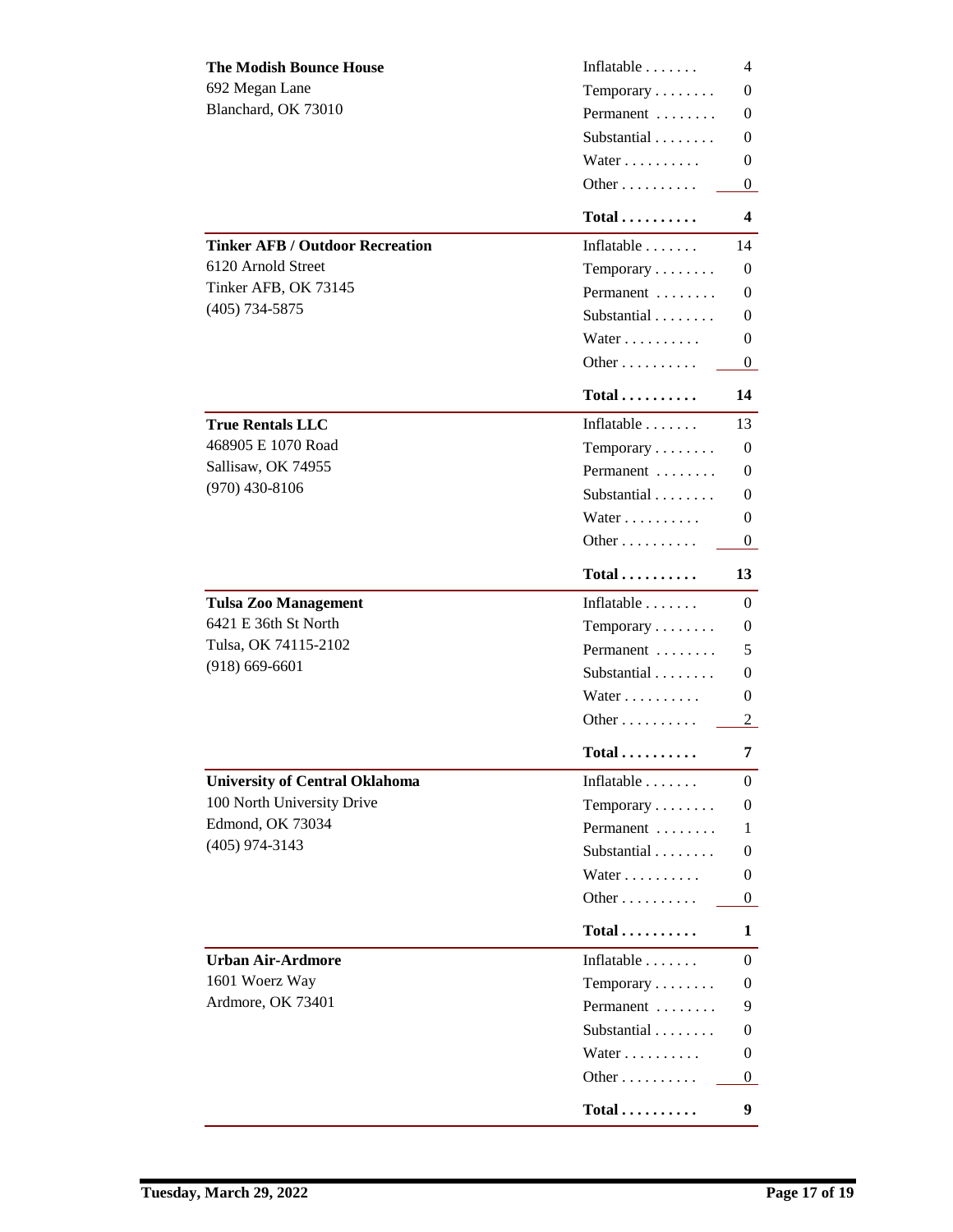| Operator | Type | Count |
|---|---|---|
| **The Modish Bounce House**<br>692 Megan Lane<br>Blanchard, OK 73010 | Inflatable | 4 |
| | Temporary | 0 |
| | Permanent | 0 |
| | Substantial | 0 |
| | Water | 0 |
| | Other | 0 |
| | **Total** | **4** |
| **Tinker AFB / Outdoor Recreation**<br>6120 Arnold Street<br>Tinker AFB, OK 73145<br>(405) 734-5875 | Inflatable | 14 |
| | Temporary | 0 |
| | Permanent | 0 |
| | Substantial | 0 |
| | Water | 0 |
| | Other | 0 |
| | **Total** | **14** |
| **True Rentals LLC**<br>468905 E 1070 Road<br>Sallisaw, OK 74955<br>(970) 430-8106 | Inflatable | 13 |
| | Temporary | 0 |
| | Permanent | 0 |
| | Substantial | 0 |
| | Water | 0 |
| | Other | 0 |
| | **Total** | **13** |
| **Tulsa Zoo Management**<br>6421 E 36th St North<br>Tulsa, OK 74115-2102<br>(918) 669-6601 | Inflatable | 0 |
| | Temporary | 0 |
| | Permanent | 5 |
| | Substantial | 0 |
| | Water | 0 |
| | Other | 2 |
| | **Total** | **7** |
| **University of Central Oklahoma**<br>100 North University Drive<br>Edmond, OK 73034<br>(405) 974-3143 | Inflatable | 0 |
| | Temporary | 0 |
| | Permanent | 1 |
| | Substantial | 0 |
| | Water | 0 |
| | Other | 0 |
| | **Total** | **1** |
| **Urban Air-Ardmore**<br>1601 Woerz Way<br>Ardmore, OK 73401 | Inflatable | 0 |
| | Temporary | 0 |
| | Permanent | 9 |
| | Substantial | 0 |
| | Water | 0 |
| | Other | 0 |
| | **Total** | **9** |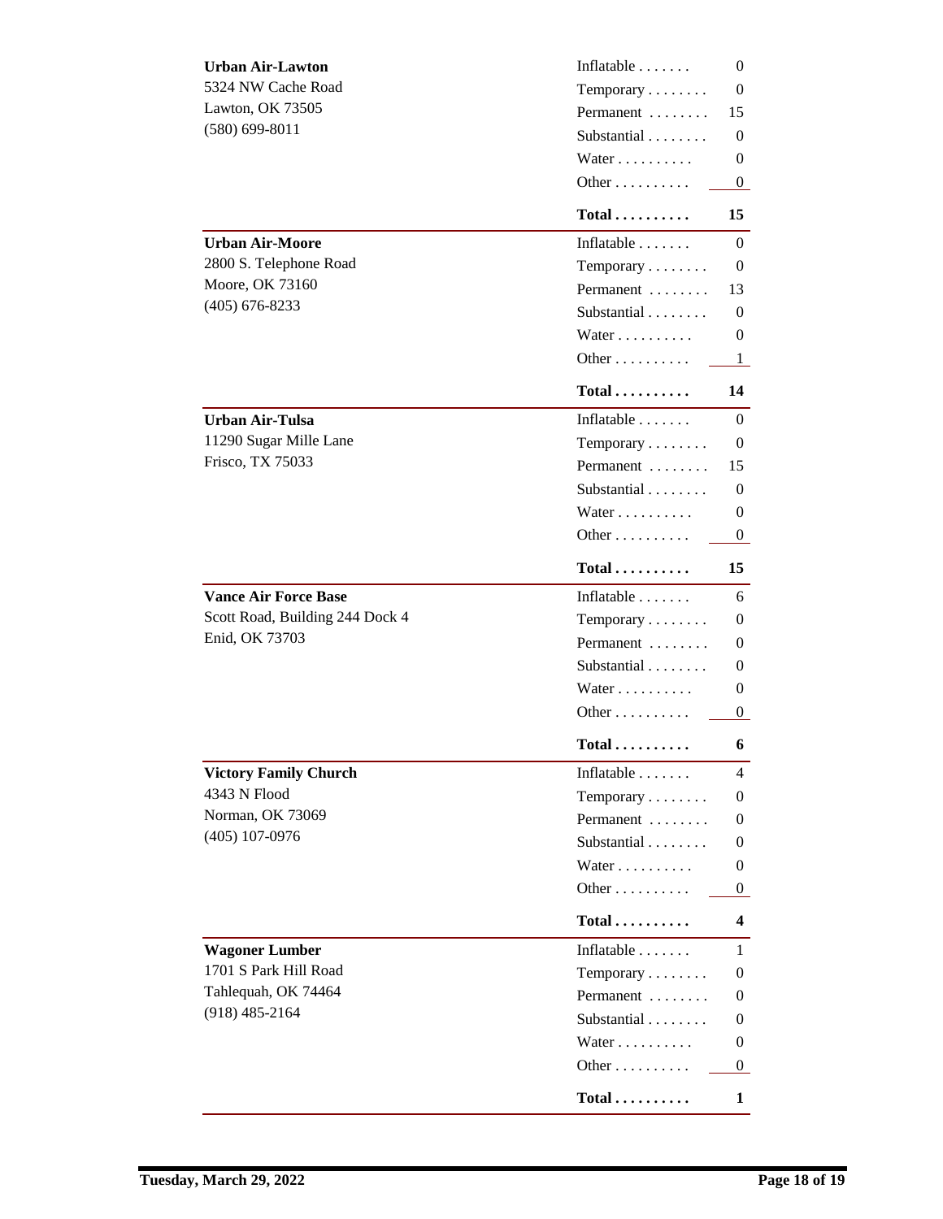| Facility | Category | Count |
|---|---|---|
| **Urban Air-Lawton**<br>5324 NW Cache Road<br>Lawton, OK 73505<br>(580) 699-8011 | Inflatable | 0 |
| | Temporary | 0 |
| | Permanent | 15 |
| | Substantial | 0 |
| | Water | 0 |
| | Other | 0 |
| | **Total** | **15** |
| **Urban Air-Moore**<br>2800 S. Telephone Road<br>Moore, OK 73160<br>(405) 676-8233 | Inflatable | 0 |
| | Temporary | 0 |
| | Permanent | 13 |
| | Substantial | 0 |
| | Water | 0 |
| | Other | 1 |
| | **Total** | **14** |
| **Urban Air-Tulsa**<br>11290 Sugar Mille Lane<br>Frisco, TX 75033 | Inflatable | 0 |
| | Temporary | 0 |
| | Permanent | 15 |
| | Substantial | 0 |
| | Water | 0 |
| | Other | 0 |
| | **Total** | **15** |
| **Vance Air Force Base**<br>Scott Road, Building 244 Dock 4<br>Enid, OK 73703 | Inflatable | 6 |
| | Temporary | 0 |
| | Permanent | 0 |
| | Substantial | 0 |
| | Water | 0 |
| | Other | 0 |
| | **Total** | **6** |
| **Victory Family Church**<br>4343 N Flood<br>Norman, OK 73069<br>(405) 107-0976 | Inflatable | 4 |
| | Temporary | 0 |
| | Permanent | 0 |
| | Substantial | 0 |
| | Water | 0 |
| | Other | 0 |
| | **Total** | **4** |
| **Wagoner Lumber**<br>1701 S Park Hill Road<br>Tahlequah, OK 74464<br>(918) 485-2164 | Inflatable | 1 |
| | Temporary | 0 |
| | Permanent | 0 |
| | Substantial | 0 |
| | Water | 0 |
| | Other | 0 |
| | **Total** | **1** |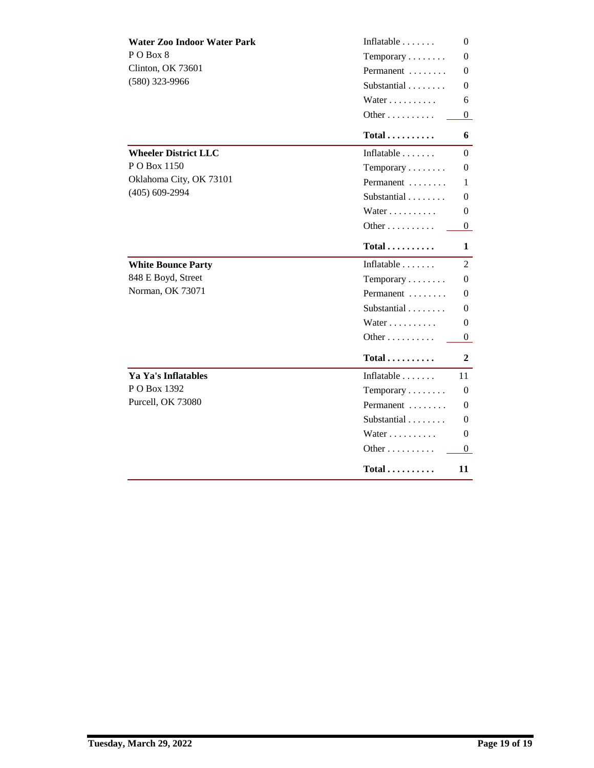**Water Zoo Indoor Water Park**
P O Box 8
Clinton, OK 73601
(580) 323-9966

| | |
|---|---|
| Inflatable | 0 |
| Temporary | 0 |
| Permanent | 0 |
| Substantial | 0 |
| Water | 6 |
| Other | 0 |
| **Total** | **6** |

**Wheeler District LLC**
P O Box 1150
Oklahoma City, OK 73101
(405) 609-2994

| | |
|---|---|
| Inflatable | 0 |
| Temporary | 0 |
| Permanent | 1 |
| Substantial | 0 |
| Water | 0 |
| Other | 0 |
| **Total** | **1** |

**White Bounce Party**
848 E Boyd, Street
Norman, OK 73071

| | |
|---|---|
| Inflatable | 2 |
| Temporary | 0 |
| Permanent | 0 |
| Substantial | 0 |
| Water | 0 |
| Other | 0 |
| **Total** | **2** |

**Ya Ya's Inflatables**
P O Box 1392
Purcell, OK 73080

| | |
|---|---|
| Inflatable | 11 |
| Temporary | 0 |
| Permanent | 0 |
| Substantial | 0 |
| Water | 0 |
| Other | 0 |
| **Total** | **11** |

**Tuesday, March 29, 2022**